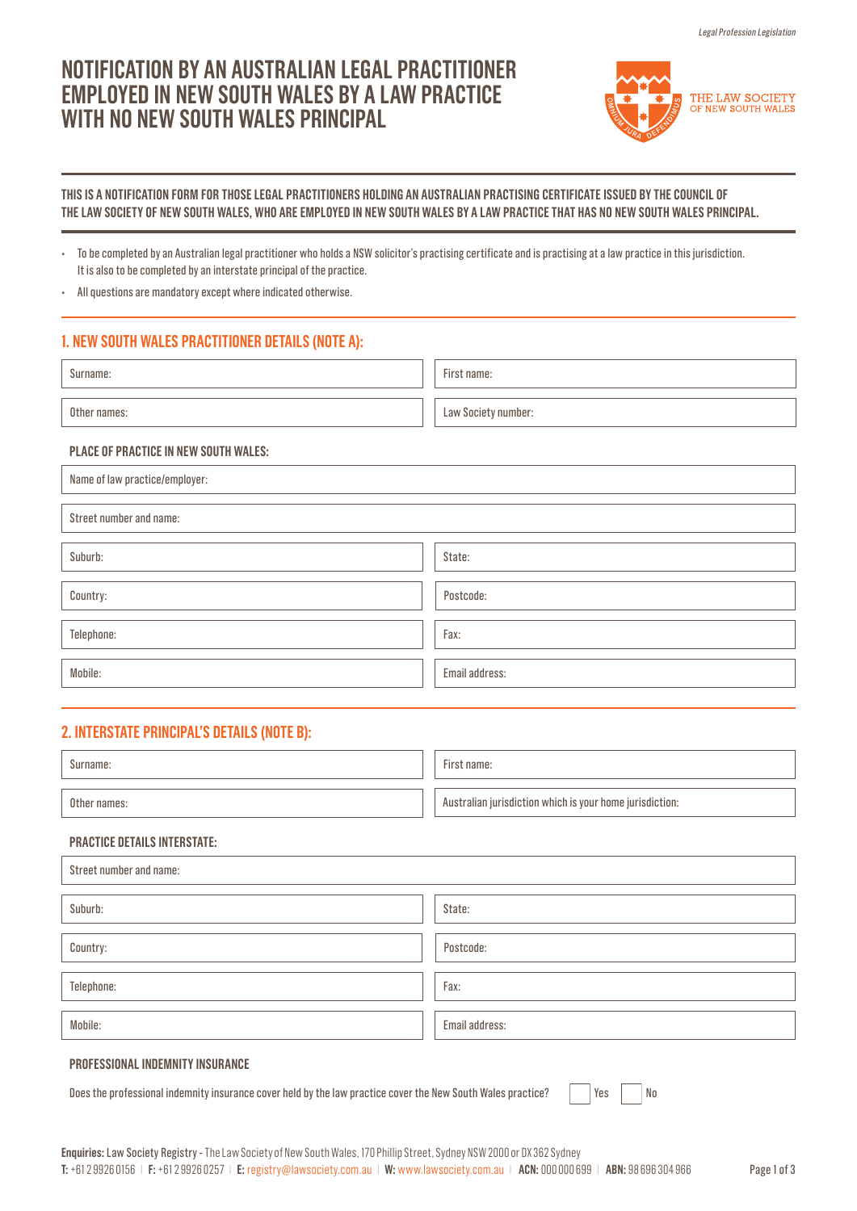# NOTIFICATION BY AN AUSTRALIAN LEGAL PRACTITIONER EMPLOYED IN NEW SOUTH WALES BY A LAW PRACTICE WITH NO NEW SOUTH WALES PRINCIPAL

THE LAW SOCIETY OF NEW SOUTH WALES

**THIS IS A NOTIFICATION FORM FOR THOSE LEGAL PRACTITIONERS HOLDING AN AUSTRALIAN PRACTISING CERTIFICATE ISSUED BY THE COUNCIL OF THE LAW SOCIETY OF NEW SOUTH WALES, WHO ARE EMPLOYED IN NEW SOUTH WALES BY A LAW PRACTICE THAT HAS NO NEW SOUTH WALES PRINCIPAL.**

- To be completed by an Australian legal practitioner who holds a NSW solicitor's practising certificate and is practising at a law practice in this jurisdiction. It is also to be completed by an interstate principal of the practice.
- All questions are mandatory except where indicated otherwise.

## 1. NEW SOUTH WALES PRACTITIONER DETAILS (NOTE A):

| | |
|---|---|
| Surname: | First name: |
| Other names: | Law Society number: |

### PLACE OF PRACTICE IN NEW SOUTH WALES:

| | |
|---|---|
| Name of law practice/employer: | |
| Street number and name: | |
| Suburb: | State: |
| Country: | Postcode: |
| Telephone: | Fax: |
| Mobile: | Email address: |

## 2. INTERSTATE PRINCIPAL'S DETAILS (NOTE B):

| | |
|---|---|
| Surname: | First name: |
| Other names: | Australian jurisdiction which is your home jurisdiction: |

### PRACTICE DETAILS INTERSTATE:

| | |
|---|---|
| Street number and name: | |
| Suburb: | State: |
| Country: | Postcode: |
| Telephone: | Fax: |
| Mobile: | Email address: |

### PROFESSIONAL INDEMNITY INSURANCE

Does the professional indemnity insurance cover held by the law practice cover the New South Wales practice? ☐ Yes ☐ No

**Enquiries:** Law Society Registry - The Law Society of New South Wales, 170 Phillip Street, Sydney NSW 2000 or DX 362 Sydney
**T:** +61 2 9926 0156 | **F:** +61 2 9926 0257 | **E:** registry@lawsociety.com.au | **W:** www.lawsociety.com.au | **ACN:** 000 000 699 | **ABN:** 98 696 304 966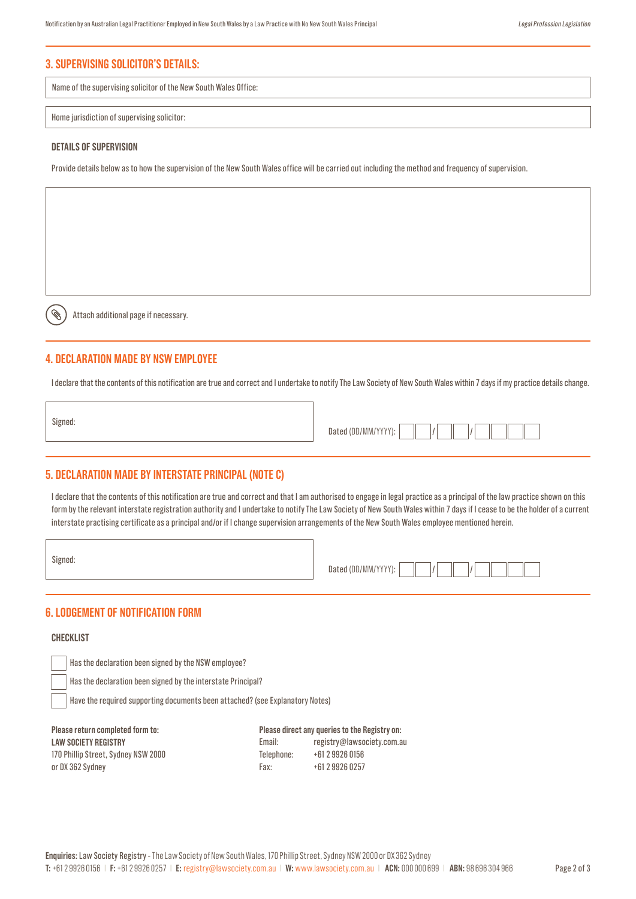## 3. SUPERVISING SOLICITOR'S DETAILS:

Name of the supervising solicitor of the New South Wales Office:

Home jurisdiction of supervising solicitor:

### DETAILS OF SUPERVISION

Provide details below as to how the supervision of the New South Wales office will be carried out including the method and frequency of supervision.

Attach additional page if necessary.

## 4. DECLARATION MADE BY NSW EMPLOYEE

I declare that the contents of this notification are true and correct and I undertake to notify The Law Society of New South Wales within 7 days if my practice details change.

Signed:

Dated (DD/MM/YYYY): __ __ / __ __ / __ __ __ __

## 5. DECLARATION MADE BY INTERSTATE PRINCIPAL (NOTE C)

I declare that the contents of this notification are true and correct and that I am authorised to engage in legal practice as a principal of the law practice shown on this form by the relevant interstate registration authority and I undertake to notify The Law Society of New South Wales within 7 days if I cease to be the holder of a current interstate practising certificate as a principal and/or if I change supervision arrangements of the New South Wales employee mentioned herein.

Signed:

Dated (DD/MM/YYYY): __ __ / __ __ / __ __ __ __

## 6. LODGEMENT OF NOTIFICATION FORM

### CHECKLIST

- [ ] Has the declaration been signed by the NSW employee?
- [ ] Has the declaration been signed by the interstate Principal?
- [ ] Have the required supporting documents been attached? (see Explanatory Notes)

**Please return completed form to:**
**LAW SOCIETY REGISTRY**
170 Phillip Street, Sydney NSW 2000
or DX 362 Sydney

**Please direct any queries to the Registry on:**
Email: registry@lawsociety.com.au
Telephone: +61 2 9926 0156
Fax: +61 2 9926 0257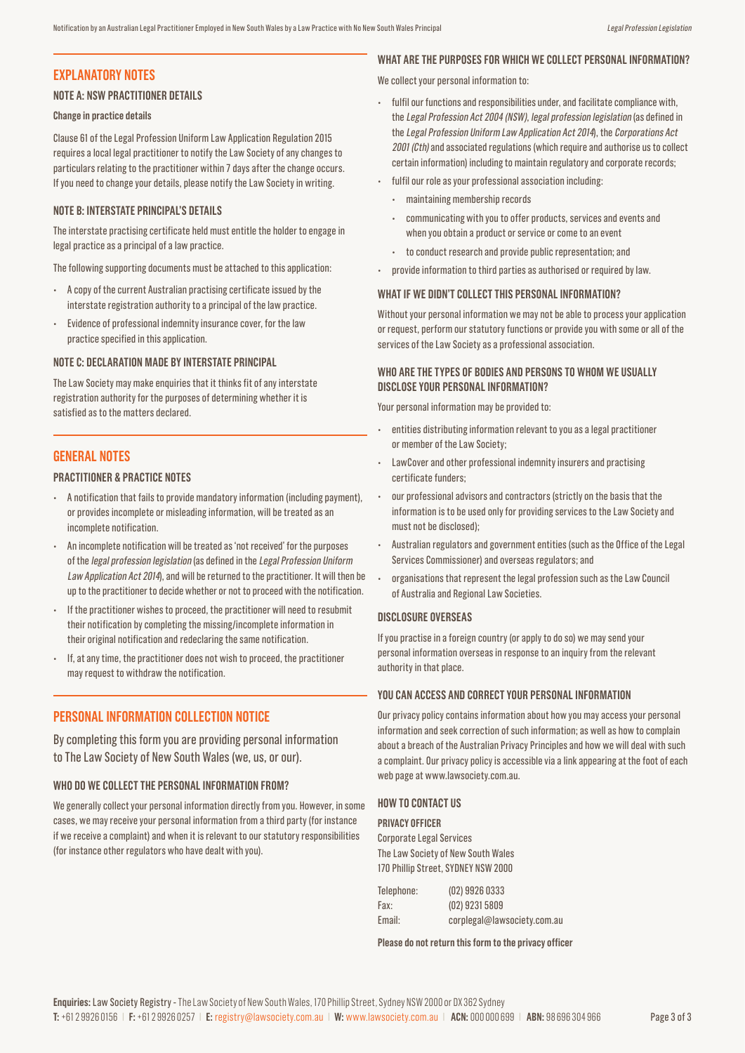## EXPLANATORY NOTES

### NOTE A: NSW PRACTITIONER DETAILS

**Change in practice details**

Clause 61 of the Legal Profession Uniform Law Application Regulation 2015 requires a local legal practitioner to notify the Law Society of any changes to particulars relating to the practitioner within 7 days after the change occurs. If you need to change your details, please notify the Law Society in writing.

### NOTE B: INTERSTATE PRINCIPAL'S DETAILS

The interstate practising certificate held must entitle the holder to engage in legal practice as a principal of a law practice.

The following supporting documents must be attached to this application:

- A copy of the current Australian practising certificate issued by the interstate registration authority to a principal of the law practice.
- Evidence of professional indemnity insurance cover, for the law practice specified in this application.

### NOTE C: DECLARATION MADE BY INTERSTATE PRINCIPAL

The Law Society may make enquiries that it thinks fit of any interstate registration authority for the purposes of determining whether it is satisfied as to the matters declared.

## GENERAL NOTES

### PRACTITIONER & PRACTICE NOTES

- A notification that fails to provide mandatory information (including payment), or provides incomplete or misleading information, will be treated as an incomplete notification.
- An incomplete notification will be treated as 'not received' for the purposes of the *legal profession legislation* (as defined in the *Legal Profession Uniform Law Application Act 2014*), and will be returned to the practitioner. It will then be up to the practitioner to decide whether or not to proceed with the notification.
- If the practitioner wishes to proceed, the practitioner will need to resubmit their notification by completing the missing/incomplete information in their original notification and redeclaring the same notification.
- If, at any time, the practitioner does not wish to proceed, the practitioner may request to withdraw the notification.

## PERSONAL INFORMATION COLLECTION NOTICE

By completing this form you are providing personal information to The Law Society of New South Wales (we, us, or our).

### WHO DO WE COLLECT THE PERSONAL INFORMATION FROM?

We generally collect your personal information directly from you. However, in some cases, we may receive your personal information from a third party (for instance if we receive a complaint) and when it is relevant to our statutory responsibilities (for instance other regulators who have dealt with you).

### WHAT ARE THE PURPOSES FOR WHICH WE COLLECT PERSONAL INFORMATION?

We collect your personal information to:

- fulfil our functions and responsibilities under, and facilitate compliance with, the *Legal Profession Act 2004 (NSW)*, *legal profession legislation* (as defined in the *Legal Profession Uniform Law Application Act 2014*), the *Corporations Act 2001 (Cth)* and associated regulations (which require and authorise us to collect certain information) including to maintain regulatory and corporate records;
- fulfil our role as your professional association including:
  - maintaining membership records
  - communicating with you to offer products, services and events and when you obtain a product or service or come to an event
  - to conduct research and provide public representation; and
- provide information to third parties as authorised or required by law.

### WHAT IF WE DIDN'T COLLECT THIS PERSONAL INFORMATION?

Without your personal information we may not be able to process your application or request, perform our statutory functions or provide you with some or all of the services of the Law Society as a professional association.

### WHO ARE THE TYPES OF BODIES AND PERSONS TO WHOM WE USUALLY DISCLOSE YOUR PERSONAL INFORMATION?

Your personal information may be provided to:

- entities distributing information relevant to you as a legal practitioner or member of the Law Society;
- LawCover and other professional indemnity insurers and practising certificate funders;
- our professional advisors and contractors (strictly on the basis that the information is to be used only for providing services to the Law Society and must not be disclosed);
- Australian regulators and government entities (such as the Office of the Legal Services Commissioner) and overseas regulators; and
- organisations that represent the legal profession such as the Law Council of Australia and Regional Law Societies.

### DISCLOSURE OVERSEAS

If you practise in a foreign country (or apply to do so) we may send your personal information overseas in response to an inquiry from the relevant authority in that place.

### YOU CAN ACCESS AND CORRECT YOUR PERSONAL INFORMATION

Our privacy policy contains information about how you may access your personal information and seek correction of such information; as well as how to complain about a breach of the Australian Privacy Principles and how we will deal with such a complaint. Our privacy policy is accessible via a link appearing at the foot of each web page at www.lawsociety.com.au.

### HOW TO CONTACT US

**PRIVACY OFFICER**
Corporate Legal Services
The Law Society of New South Wales
170 Phillip Street, SYDNEY NSW 2000

| | |
|---|---|
| Telephone: | (02) 9926 0333 |
| Fax: | (02) 9231 5809 |
| Email: | corplegal@lawsociety.com.au |

**Please do not return this form to the privacy officer**

**Enquiries:** Law Society Registry - The Law Society of New South Wales, 170 Phillip Street, Sydney NSW 2000 or DX 362 Sydney
**T:** +61 2 9926 0156 | **F:** +61 2 9926 0257 | **E:** registry@lawsociety.com.au | **W:** www.lawsociety.com.au | **ACN:** 000 000 699 | **ABN:** 98 696 304 966